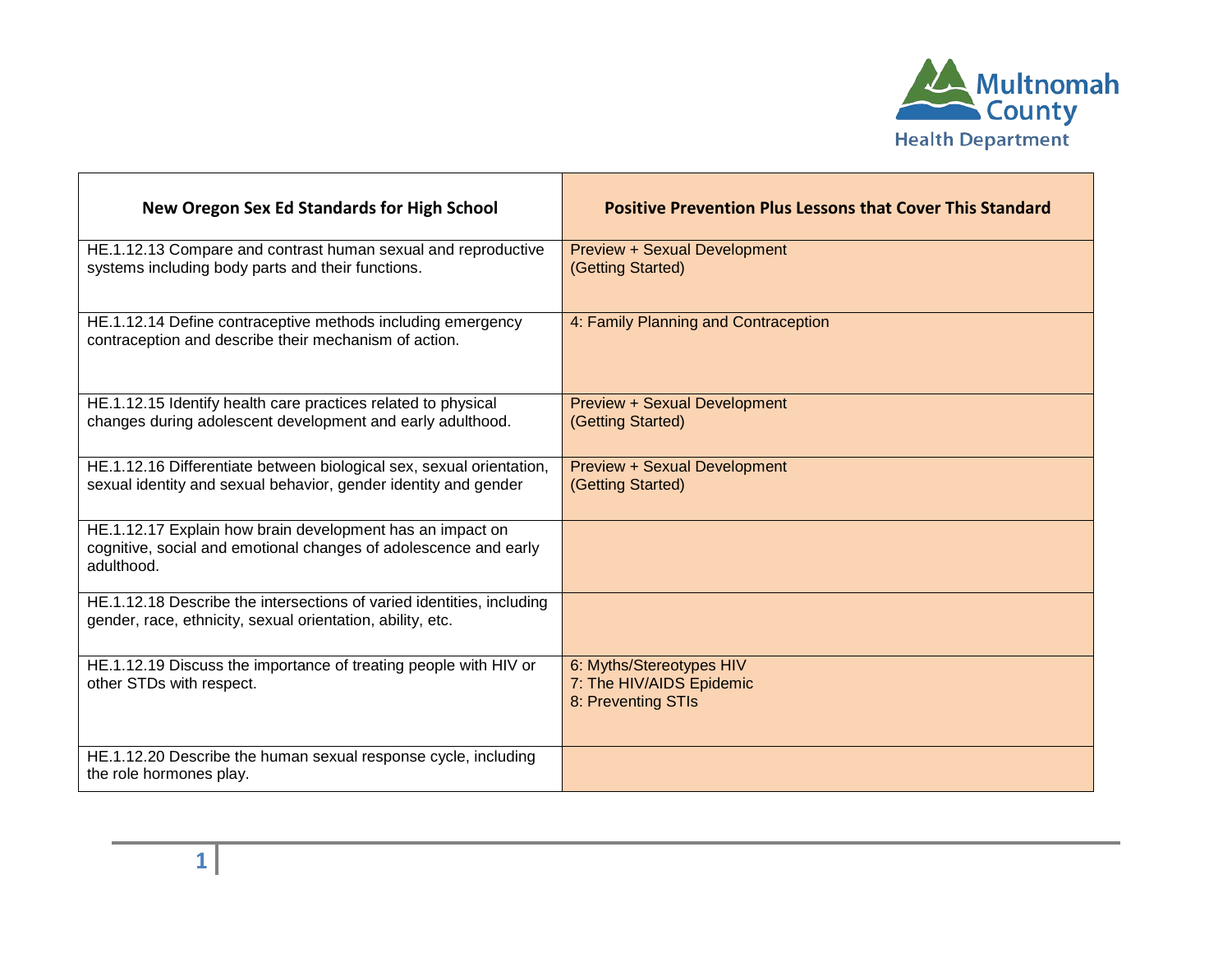| New Oregon Sex Ed Standards for High School | Positive Prevention Plus Lessons that Cover This Standard |
| --- | --- |
| HE.1.12.13 Compare and contrast human sexual and reproductive systems including body parts and their functions. | Preview + Sexual Development (Getting Started) |
| HE.1.12.14 Define contraceptive methods including emergency contraception and describe their mechanism of action. | 4: Family Planning and Contraception |
| HE.1.12.15 Identify health care practices related to physical changes during adolescent development and early adulthood. | Preview + Sexual Development (Getting Started) |
| HE.1.12.16 Differentiate between biological sex, sexual orientation, sexual identity and sexual behavior, gender identity and gender | Preview + Sexual Development (Getting Started) |
| HE.1.12.17 Explain how brain development has an impact on cognitive, social and emotional changes of adolescence and early adulthood. | |
| HE.1.12.18 Describe the intersections of varied identities, including gender, race, ethnicity, sexual orientation, ability, etc. | |
| HE.1.12.19 Discuss the importance of treating people with HIV or other STDs with respect. | 6: Myths/Stereotypes HIV<br>7: The HIV/AIDS Epidemic<br>8: Preventing STIs |
| HE.1.12.20 Describe the human sexual response cycle, including the role hormones play. | |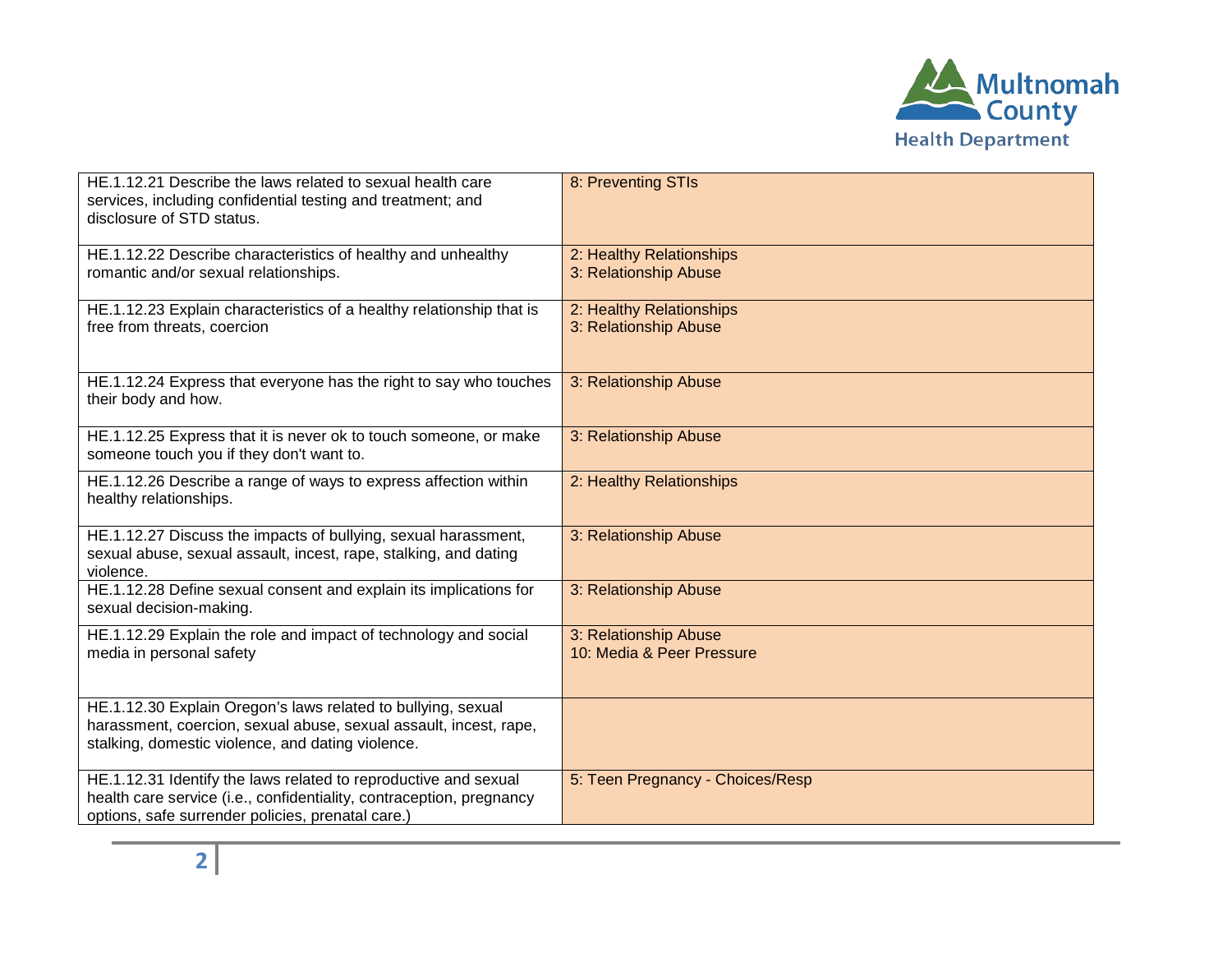| | |
|---|---|
| HE.1.12.21 Describe the laws related to sexual health care services, including confidential testing and treatment; and disclosure of STD status. | 8: Preventing STIs |
| HE.1.12.22 Describe characteristics of healthy and unhealthy romantic and/or sexual relationships. | 2: Healthy Relationships<br>3: Relationship Abuse |
| HE.1.12.23 Explain characteristics of a healthy relationship that is free from threats, coercion | 2: Healthy Relationships<br>3: Relationship Abuse |
| HE.1.12.24 Express that everyone has the right to say who touches their body and how. | 3: Relationship Abuse |
| HE.1.12.25 Express that it is never ok to touch someone, or make someone touch you if they don't want to. | 3: Relationship Abuse |
| HE.1.12.26 Describe a range of ways to express affection within healthy relationships. | 2: Healthy Relationships |
| HE.1.12.27 Discuss the impacts of bullying, sexual harassment, sexual abuse, sexual assault, incest, rape, stalking, and dating violence. | 3: Relationship Abuse |
| HE.1.12.28 Define sexual consent and explain its implications for sexual decision-making. | 3: Relationship Abuse |
| HE.1.12.29 Explain the role and impact of technology and social media in personal safety | 3: Relationship Abuse<br>10: Media & Peer Pressure |
| HE.1.12.30 Explain Oregon's laws related to bullying, sexual harassment, coercion, sexual abuse, sexual assault, incest, rape, stalking, domestic violence, and dating violence. | |
| HE.1.12.31 Identify the laws related to reproductive and sexual health care service (i.e., confidentiality, contraception, pregnancy options, safe surrender policies, prenatal care.) | 5: Teen Pregnancy - Choices/Resp |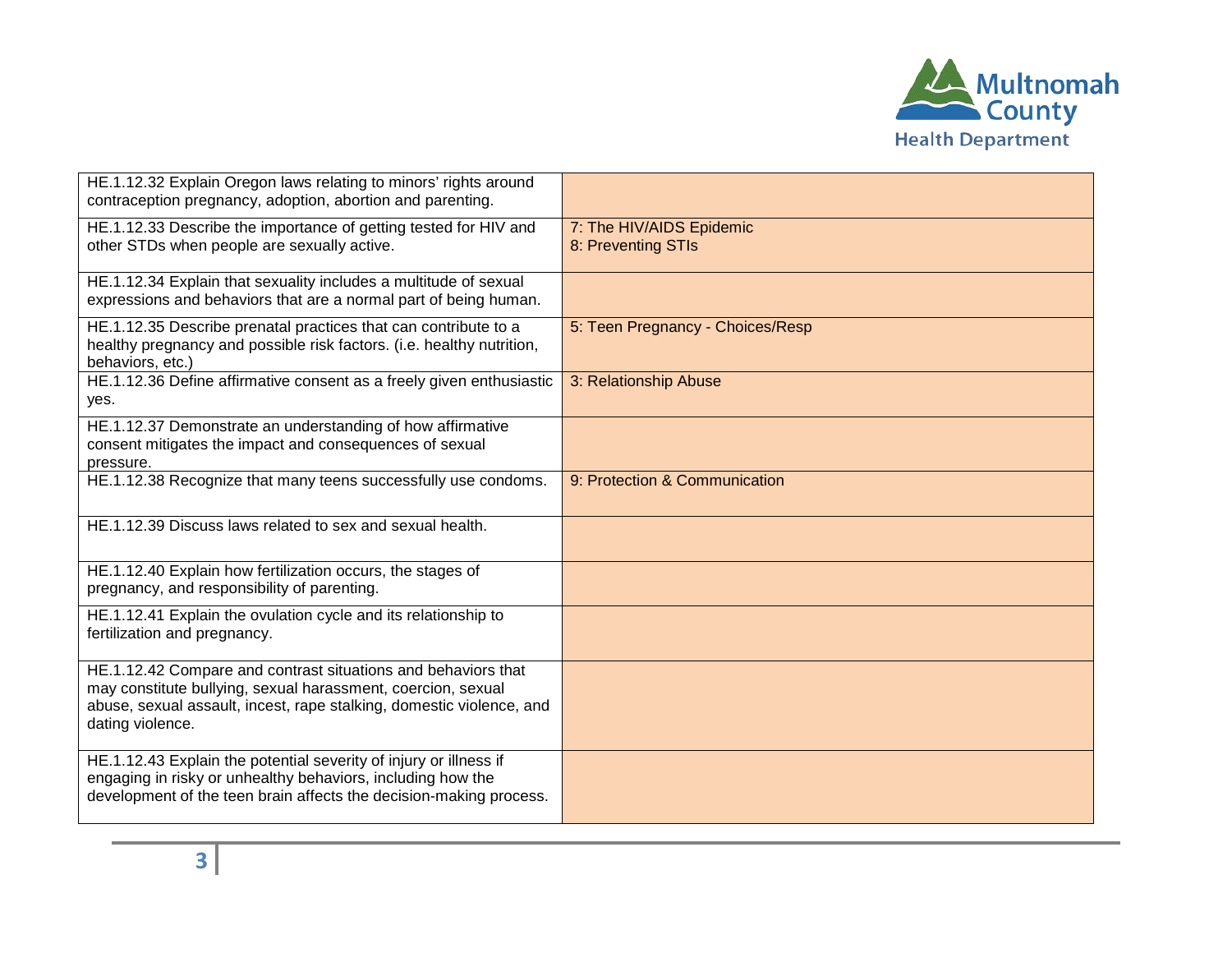| | |
|---|---|
| HE.1.12.32 Explain Oregon laws relating to minors' rights around contraception pregnancy, adoption, abortion and parenting. | |
| HE.1.12.33 Describe the importance of getting tested for HIV and other STDs when people are sexually active. | 7: The HIV/AIDS Epidemic<br>8: Preventing STIs |
| HE.1.12.34 Explain that sexuality includes a multitude of sexual expressions and behaviors that are a normal part of being human. | |
| HE.1.12.35 Describe prenatal practices that can contribute to a healthy pregnancy and possible risk factors. (i.e. healthy nutrition, behaviors, etc.) | 5: Teen Pregnancy - Choices/Resp |
| HE.1.12.36 Define affirmative consent as a freely given enthusiastic yes. | 3: Relationship Abuse |
| HE.1.12.37 Demonstrate an understanding of how affirmative consent mitigates the impact and consequences of sexual pressure. | |
| HE.1.12.38 Recognize that many teens successfully use condoms. | 9: Protection & Communication |
| HE.1.12.39 Discuss laws related to sex and sexual health. | |
| HE.1.12.40 Explain how fertilization occurs, the stages of pregnancy, and responsibility of parenting. | |
| HE.1.12.41 Explain the ovulation cycle and its relationship to fertilization and pregnancy. | |
| HE.1.12.42 Compare and contrast situations and behaviors that may constitute bullying, sexual harassment, coercion, sexual abuse, sexual assault, incest, rape stalking, domestic violence, and dating violence. | |
| HE.1.12.43 Explain the potential severity of injury or illness if engaging in risky or unhealthy behaviors, including how the development of the teen brain affects the decision-making process. | |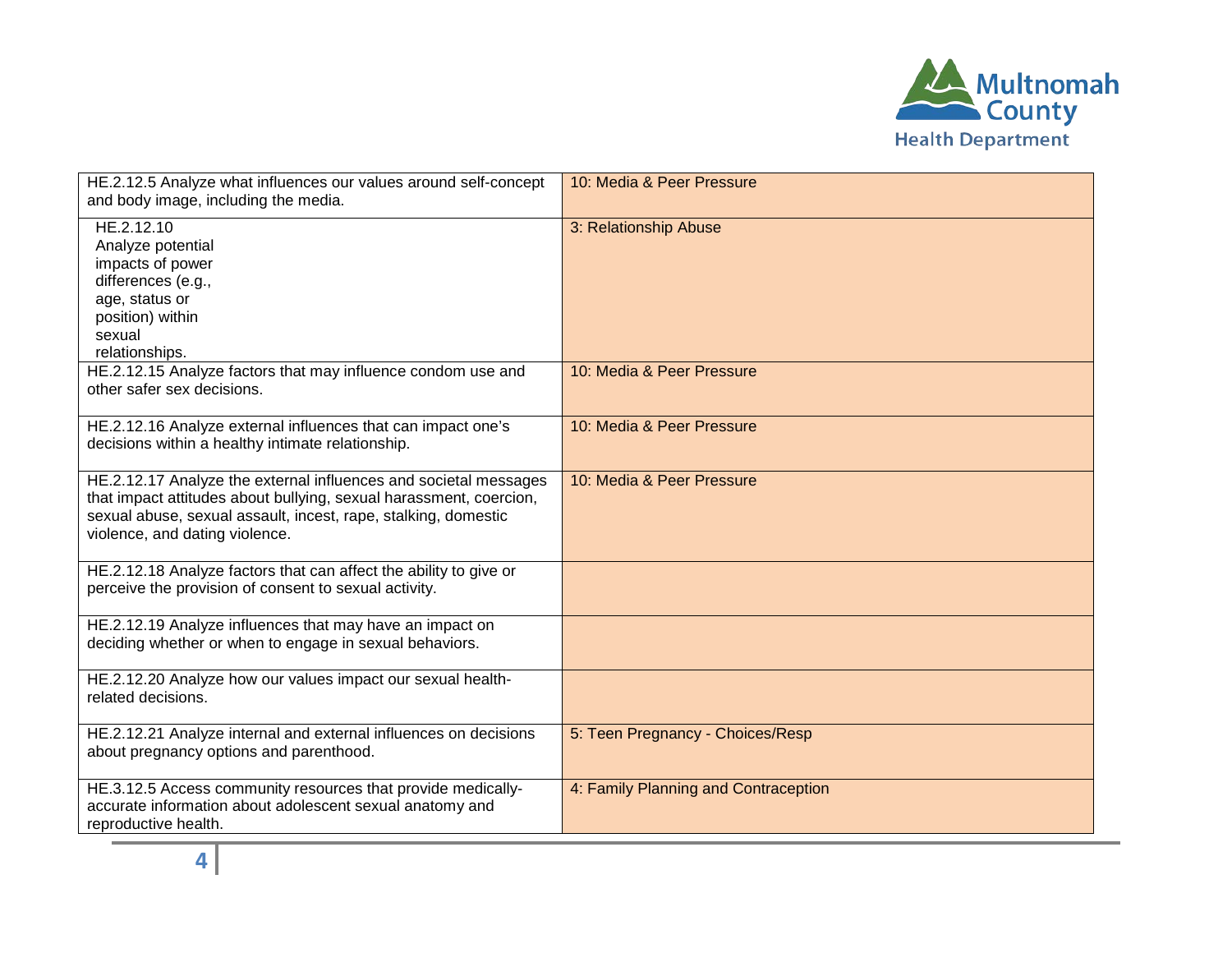| | |
|---|---|
| HE.2.12.5 Analyze what influences our values around self-concept and body image, including the media. | 10: Media & Peer Pressure |
| HE.2.12.10 Analyze potential impacts of power differences (e.g., age, status or position) within sexual relationships. | 3: Relationship Abuse |
| HE.2.12.15 Analyze factors that may influence condom use and other safer sex decisions. | 10: Media & Peer Pressure |
| HE.2.12.16 Analyze external influences that can impact one's decisions within a healthy intimate relationship. | 10: Media & Peer Pressure |
| HE.2.12.17 Analyze the external influences and societal messages that impact attitudes about bullying, sexual harassment, coercion, sexual abuse, sexual assault, incest, rape, stalking, domestic violence, and dating violence. | 10: Media & Peer Pressure |
| HE.2.12.18 Analyze factors that can affect the ability to give or perceive the provision of consent to sexual activity. | |
| HE.2.12.19 Analyze influences that may have an impact on deciding whether or when to engage in sexual behaviors. | |
| HE.2.12.20 Analyze how our values impact our sexual health-related decisions. | |
| HE.2.12.21 Analyze internal and external influences on decisions about pregnancy options and parenthood. | 5: Teen Pregnancy - Choices/Resp |
| HE.3.12.5 Access community resources that provide medically-accurate information about adolescent sexual anatomy and reproductive health. | 4: Family Planning and Contraception |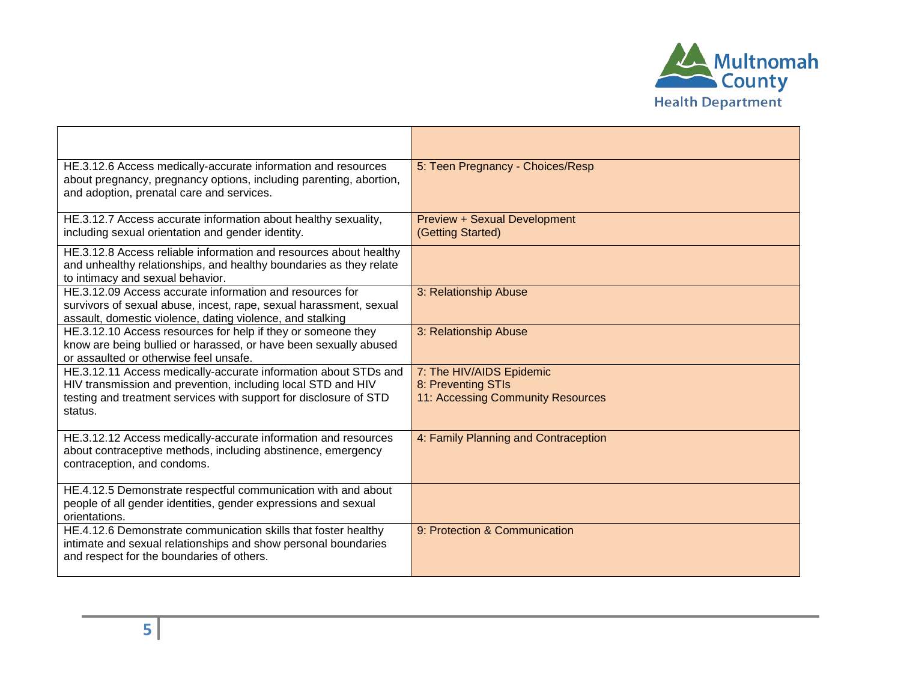| | |
|---|---|
| HE.3.12.6 Access medically-accurate information and resources about pregnancy, pregnancy options, including parenting, abortion, and adoption, prenatal care and services. | 5: Teen Pregnancy - Choices/Resp |
| HE.3.12.7 Access accurate information about healthy sexuality, including sexual orientation and gender identity. | Preview + Sexual Development (Getting Started) |
| HE.3.12.8 Access reliable information and resources about healthy and unhealthy relationships, and healthy boundaries as they relate to intimacy and sexual behavior. | |
| HE.3.12.09 Access accurate information and resources for survivors of sexual abuse, incest, rape, sexual harassment, sexual assault, domestic violence, dating violence, and stalking | 3: Relationship Abuse |
| HE.3.12.10 Access resources for help if they or someone they know are being bullied or harassed, or have been sexually abused or assaulted or otherwise feel unsafe. | 3: Relationship Abuse |
| HE.3.12.11 Access medically-accurate information about STDs and HIV transmission and prevention, including local STD and HIV testing and treatment services with support for disclosure of STD status. | 7: The HIV/AIDS Epidemic<br>8: Preventing STIs<br>11: Accessing Community Resources |
| HE.3.12.12 Access medically-accurate information and resources about contraceptive methods, including abstinence, emergency contraception, and condoms. | 4: Family Planning and Contraception |
| HE.4.12.5 Demonstrate respectful communication with and about people of all gender identities, gender expressions and sexual orientations. | |
| HE.4.12.6 Demonstrate communication skills that foster healthy intimate and sexual relationships and show personal boundaries and respect for the boundaries of others. | 9: Protection & Communication |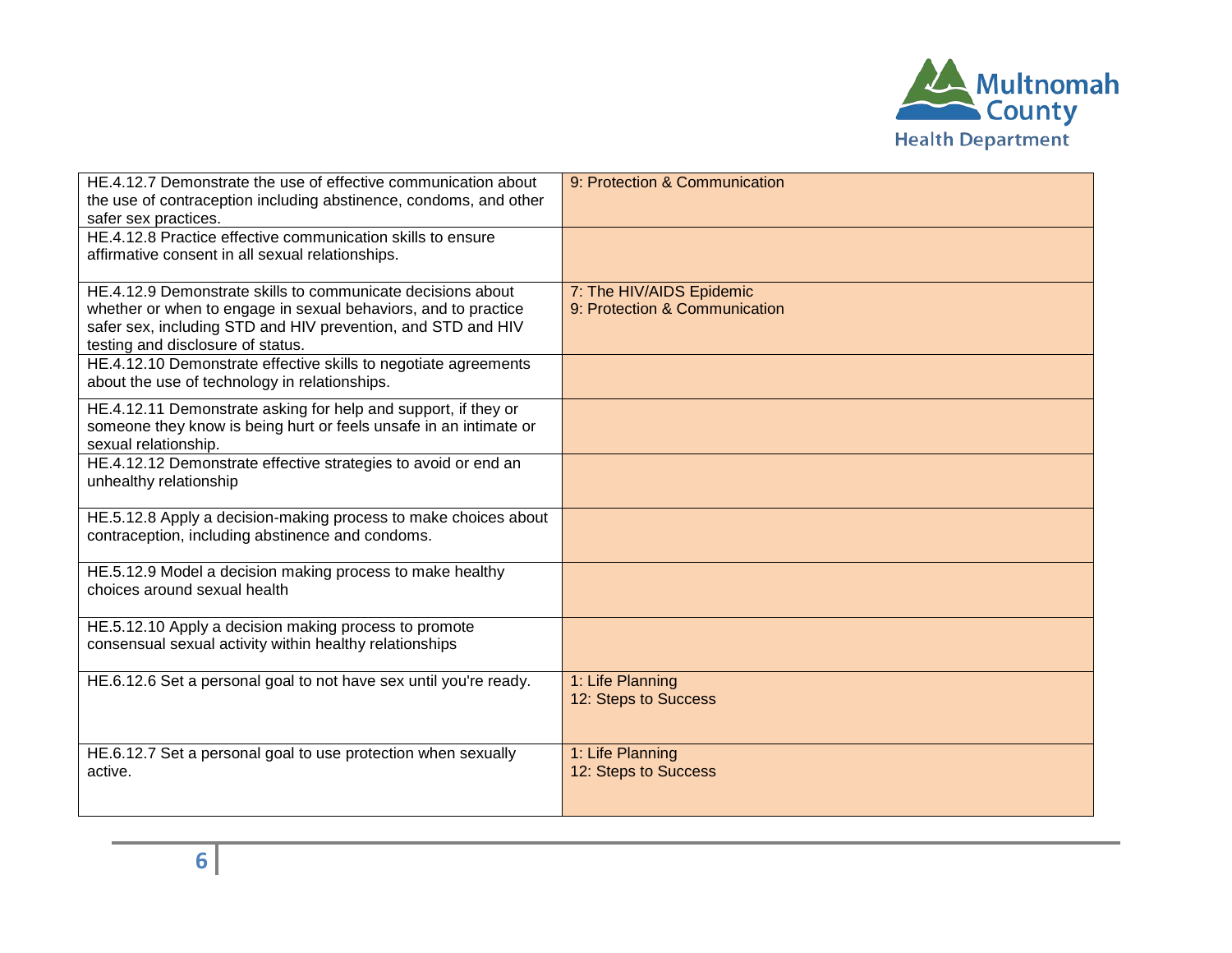| | |
|---|---|
| HE.4.12.7 Demonstrate the use of effective communication about the use of contraception including abstinence, condoms, and other safer sex practices. | 9: Protection & Communication |
| HE.4.12.8 Practice effective communication skills to ensure affirmative consent in all sexual relationships. | |
| HE.4.12.9 Demonstrate skills to communicate decisions about whether or when to engage in sexual behaviors, and to practice safer sex, including STD and HIV prevention, and STD and HIV testing and disclosure of status. | 7: The HIV/AIDS Epidemic<br>9: Protection & Communication |
| HE.4.12.10 Demonstrate effective skills to negotiate agreements about the use of technology in relationships. | |
| HE.4.12.11 Demonstrate asking for help and support, if they or someone they know is being hurt or feels unsafe in an intimate or sexual relationship. | |
| HE.4.12.12 Demonstrate effective strategies to avoid or end an unhealthy relationship | |
| HE.5.12.8 Apply a decision-making process to make choices about contraception, including abstinence and condoms. | |
| HE.5.12.9 Model a decision making process to make healthy choices around sexual health | |
| HE.5.12.10 Apply a decision making process to promote consensual sexual activity within healthy relationships | |
| HE.6.12.6 Set a personal goal to not have sex until you're ready. | 1: Life Planning<br>12: Steps to Success |
| HE.6.12.7 Set a personal goal to use protection when sexually active. | 1: Life Planning<br>12: Steps to Success |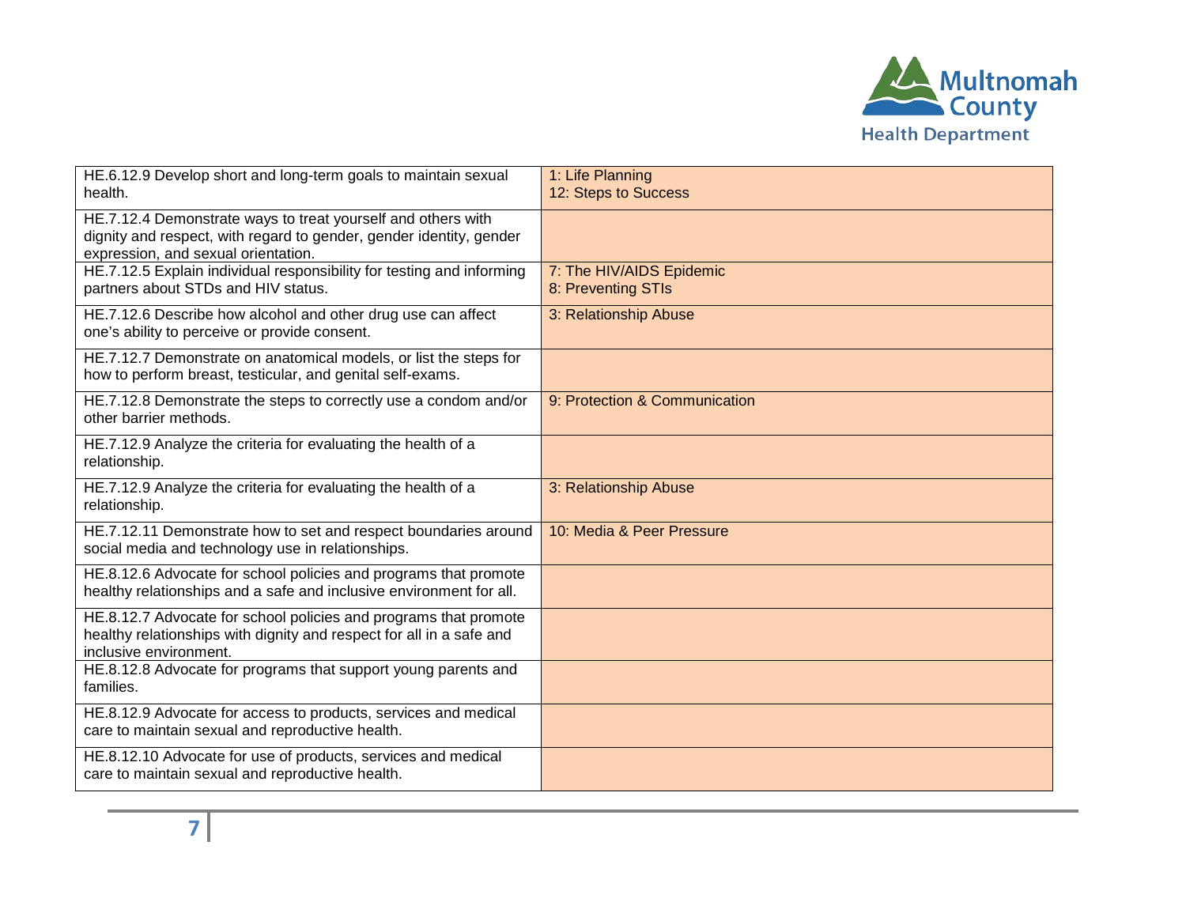| | |
|---|---|
| HE.6.12.9 Develop short and long-term goals to maintain sexual health. | 1: Life Planning<br>12: Steps to Success |
| HE.7.12.4 Demonstrate ways to treat yourself and others with dignity and respect, with regard to gender, gender identity, gender expression, and sexual orientation. | |
| HE.7.12.5 Explain individual responsibility for testing and informing partners about STDs and HIV status. | 7: The HIV/AIDS Epidemic<br>8: Preventing STIs |
| HE.7.12.6 Describe how alcohol and other drug use can affect one's ability to perceive or provide consent. | 3: Relationship Abuse |
| HE.7.12.7 Demonstrate on anatomical models, or list the steps for how to perform breast, testicular, and genital self-exams. | |
| HE.7.12.8 Demonstrate the steps to correctly use a condom and/or other barrier methods. | 9: Protection & Communication |
| HE.7.12.9 Analyze the criteria for evaluating the health of a relationship. | |
| HE.7.12.9 Analyze the criteria for evaluating the health of a relationship. | 3: Relationship Abuse |
| HE.7.12.11 Demonstrate how to set and respect boundaries around social media and technology use in relationships. | 10: Media & Peer Pressure |
| HE.8.12.6 Advocate for school policies and programs that promote healthy relationships and a safe and inclusive environment for all. | |
| HE.8.12.7 Advocate for school policies and programs that promote healthy relationships with dignity and respect for all in a safe and inclusive environment. | |
| HE.8.12.8 Advocate for programs that support young parents and families. | |
| HE.8.12.9 Advocate for access to products, services and medical care to maintain sexual and reproductive health. | |
| HE.8.12.10 Advocate for use of products, services and medical care to maintain sexual and reproductive health. | |